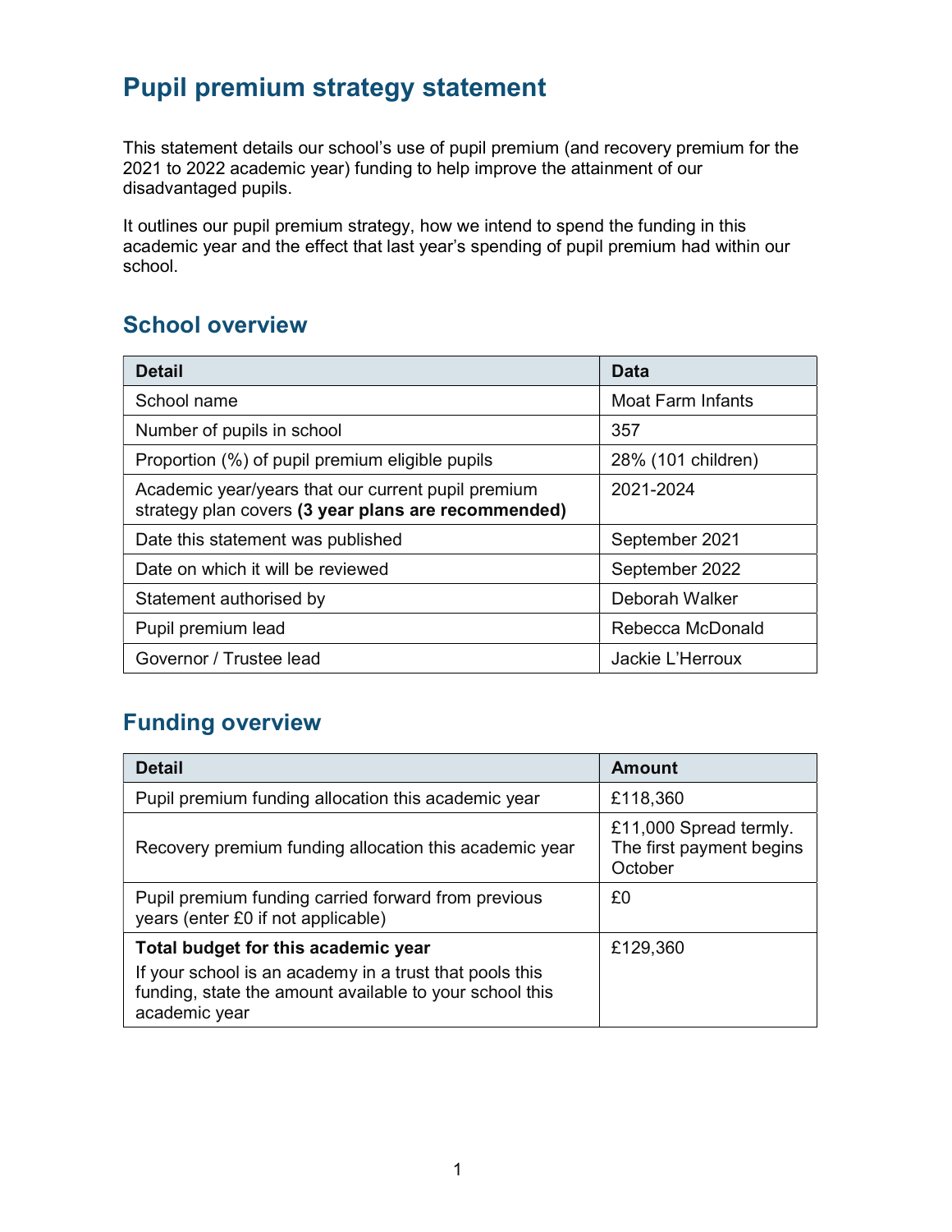# Pupil premium strategy statement

This statement details our school's use of pupil premium (and recovery premium for the 2021 to 2022 academic year) funding to help improve the attainment of our disadvantaged pupils.

It outlines our pupil premium strategy, how we intend to spend the funding in this academic year and the effect that last year's spending of pupil premium had within our school.

## School overview

| Detail | Data |
|---|---|
| School name | Moat Farm Infants |
| Number of pupils in school | 357 |
| Proportion (%) of pupil premium eligible pupils | 28% (101 children) |
| Academic year/years that our current pupil premium strategy plan covers **(3 year plans are recommended)** | 2021-2024 |
| Date this statement was published | September 2021 |
| Date on which it will be reviewed | September 2022 |
| Statement authorised by | Deborah Walker |
| Pupil premium lead | Rebecca McDonald |
| Governor / Trustee lead | Jackie L'Herroux |

## Funding overview

| Detail | Amount |
|---|---|
| Pupil premium funding allocation this academic year | £118,360 |
| Recovery premium funding allocation this academic year | £11,000 Spread termly. The first payment begins October |
| Pupil premium funding carried forward from previous years (enter £0 if not applicable) | £0 |
| **Total budget for this academic year** If your school is an academy in a trust that pools this funding, state the amount available to your school this academic year | £129,360 |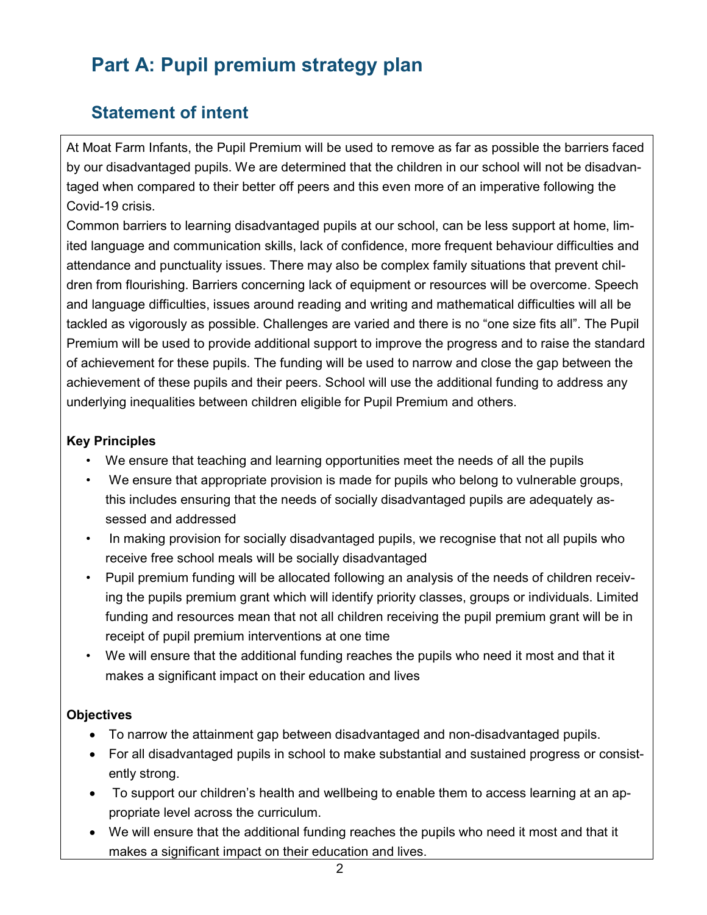# Part A: Pupil premium strategy plan

## Statement of intent

At Moat Farm Infants, the Pupil Premium will be used to remove as far as possible the barriers faced by our disadvantaged pupils. We are determined that the children in our school will not be disadvantaged when compared to their better off peers and this even more of an imperative following the Covid-19 crisis.

Common barriers to learning disadvantaged pupils at our school, can be less support at home, limited language and communication skills, lack of confidence, more frequent behaviour difficulties and attendance and punctuality issues. There may also be complex family situations that prevent children from flourishing. Barriers concerning lack of equipment or resources will be overcome. Speech and language difficulties, issues around reading and writing and mathematical difficulties will all be tackled as vigorously as possible. Challenges are varied and there is no "one size fits all". The Pupil Premium will be used to provide additional support to improve the progress and to raise the standard of achievement for these pupils. The funding will be used to narrow and close the gap between the achievement of these pupils and their peers. School will use the additional funding to address any underlying inequalities between children eligible for Pupil Premium and others.

**Key Principles**

- We ensure that teaching and learning opportunities meet the needs of all the pupils
- We ensure that appropriate provision is made for pupils who belong to vulnerable groups, this includes ensuring that the needs of socially disadvantaged pupils are adequately assessed and addressed
- In making provision for socially disadvantaged pupils, we recognise that not all pupils who receive free school meals will be socially disadvantaged
- Pupil premium funding will be allocated following an analysis of the needs of children receiving the pupils premium grant which will identify priority classes, groups or individuals. Limited funding and resources mean that not all children receiving the pupil premium grant will be in receipt of pupil premium interventions at one time
- We will ensure that the additional funding reaches the pupils who need it most and that it makes a significant impact on their education and lives

**Objectives**

- To narrow the attainment gap between disadvantaged and non-disadvantaged pupils.
- For all disadvantaged pupils in school to make substantial and sustained progress or consistently strong.
- To support our children's health and wellbeing to enable them to access learning at an appropriate level across the curriculum.
- We will ensure that the additional funding reaches the pupils who need it most and that it makes a significant impact on their education and lives.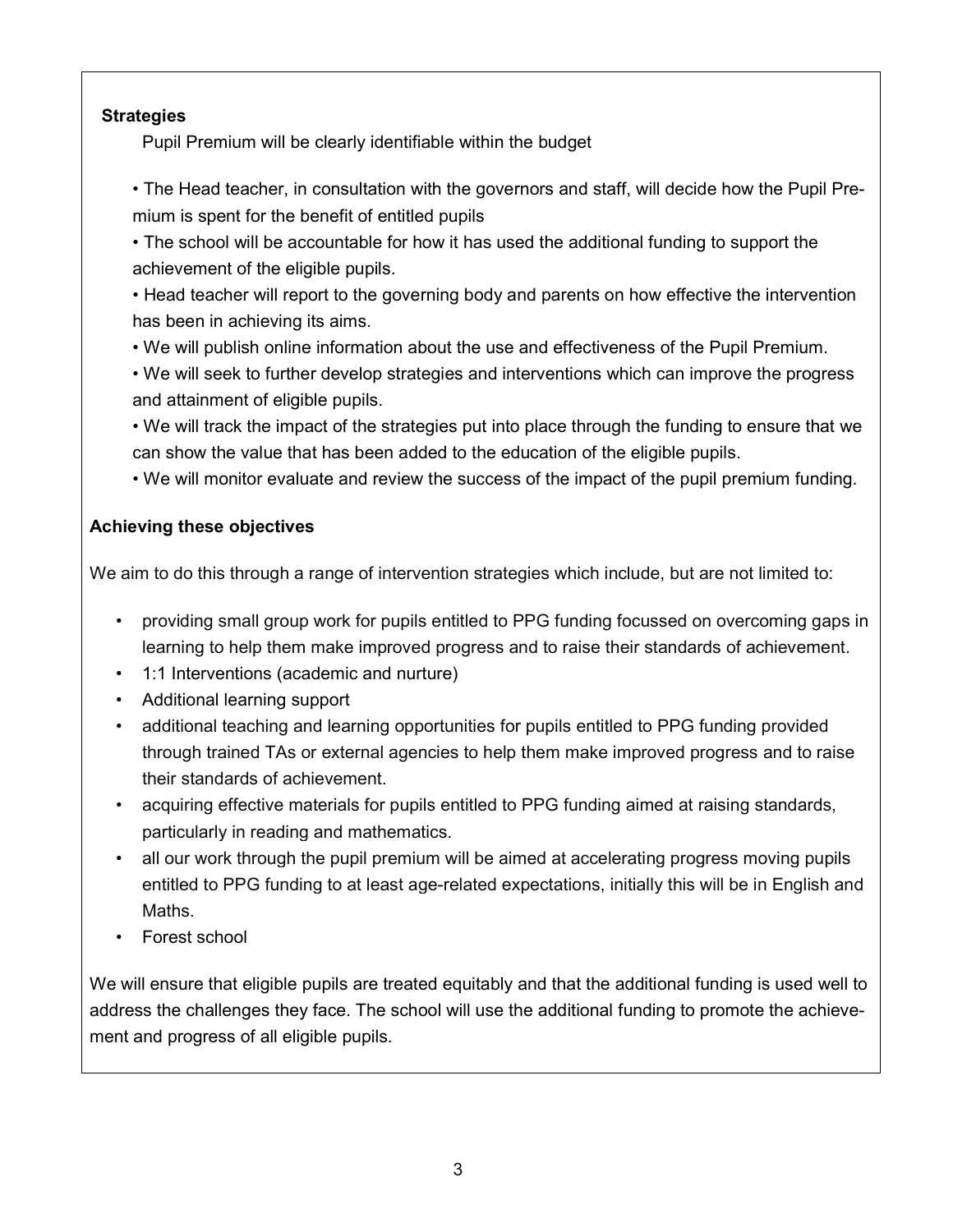**Strategies**

Pupil Premium will be clearly identifiable within the budget

- The Head teacher, in consultation with the governors and staff, will decide how the Pupil Premium is spent for the benefit of entitled pupils
- The school will be accountable for how it has used the additional funding to support the achievement of the eligible pupils.
- Head teacher will report to the governing body and parents on how effective the intervention has been in achieving its aims.
- We will publish online information about the use and effectiveness of the Pupil Premium.
- We will seek to further develop strategies and interventions which can improve the progress and attainment of eligible pupils.
- We will track the impact of the strategies put into place through the funding to ensure that we can show the value that has been added to the education of the eligible pupils.
- We will monitor evaluate and review the success of the impact of the pupil premium funding.

**Achieving these objectives**

We aim to do this through a range of intervention strategies which include, but are not limited to:

- providing small group work for pupils entitled to PPG funding focussed on overcoming gaps in learning to help them make improved progress and to raise their standards of achievement.
- 1:1 Interventions (academic and nurture)
- Additional learning support
- additional teaching and learning opportunities for pupils entitled to PPG funding provided through trained TAs or external agencies to help them make improved progress and to raise their standards of achievement.
- acquiring effective materials for pupils entitled to PPG funding aimed at raising standards, particularly in reading and mathematics.
- all our work through the pupil premium will be aimed at accelerating progress moving pupils entitled to PPG funding to at least age-related expectations, initially this will be in English and Maths.
- Forest school

We will ensure that eligible pupils are treated equitably and that the additional funding is used well to address the challenges they face. The school will use the additional funding to promote the achievement and progress of all eligible pupils.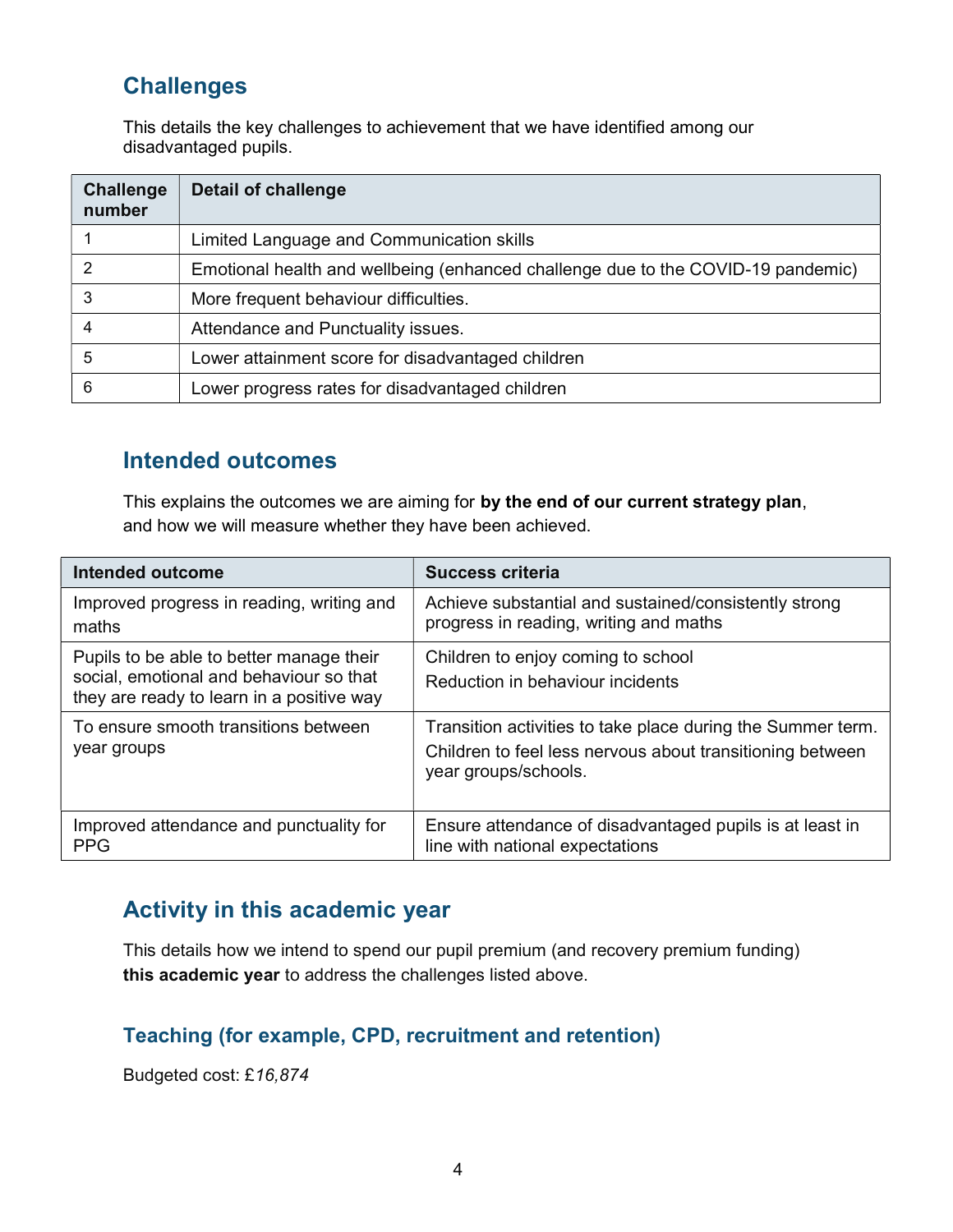## Challenges

This details the key challenges to achievement that we have identified among our disadvantaged pupils.

| Challenge number | Detail of challenge |
| --- | --- |
| 1 | Limited Language and Communication skills |
| 2 | Emotional health and wellbeing (enhanced challenge due to the COVID-19 pandemic) |
| 3 | More frequent behaviour difficulties. |
| 4 | Attendance and Punctuality issues. |
| 5 | Lower attainment score for disadvantaged children |
| 6 | Lower progress rates for disadvantaged children |

## Intended outcomes

This explains the outcomes we are aiming for **by the end of our current strategy plan**, and how we will measure whether they have been achieved.

| Intended outcome | Success criteria |
| --- | --- |
| Improved progress in reading, writing and maths | Achieve substantial and sustained/consistently strong progress in reading, writing and maths |
| Pupils to be able to better manage their social, emotional and behaviour so that they are ready to learn in a positive way | Children to enjoy coming to school<br>Reduction in behaviour incidents |
| To ensure smooth transitions between year groups | Transition activities to take place during the Summer term.<br>Children to feel less nervous about transitioning between year groups/schools. |
| Improved attendance and punctuality for PPG | Ensure attendance of disadvantaged pupils is at least in line with national expectations |

## Activity in this academic year

This details how we intend to spend our pupil premium (and recovery premium funding) **this academic year** to address the challenges listed above.

### Teaching (for example, CPD, recruitment and retention)

Budgeted cost: £*16,874*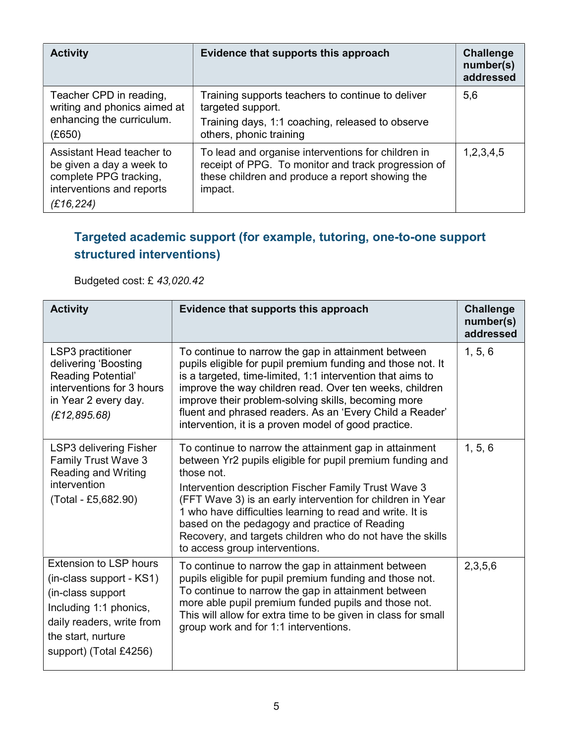| Activity | Evidence that supports this approach | Challenge number(s) addressed |
|---|---|---|
| Teacher CPD in reading, writing and phonics aimed at enhancing the curriculum. (£650) | Training supports teachers to continue to deliver targeted support. Training days, 1:1 coaching, released to observe others, phonic training | 5,6 |
| Assistant Head teacher to be given a day a week to complete PPG tracking, interventions and reports *(£16,224)* | To lead and organise interventions for children in receipt of PPG. To monitor and track progression of these children and produce a report showing the impact. | 1,2,3,4,5 |

### Targeted academic support (for example, tutoring, one-to-one support structured interventions)

Budgeted cost: £ *43,020.42*

| Activity | Evidence that supports this approach | Challenge number(s) addressed |
|---|---|---|
| LSP3 practitioner delivering 'Boosting Reading Potential' interventions for 3 hours in Year 2 every day. *(£12,895.68)* | To continue to narrow the gap in attainment between pupils eligible for pupil premium funding and those not. It is a targeted, time-limited, 1:1 intervention that aims to improve the way children read. Over ten weeks, children improve their problem-solving skills, becoming more fluent and phrased readers. As an 'Every Child a Reader' intervention, it is a proven model of good practice. | 1, 5, 6 |
| LSP3 delivering Fisher Family Trust Wave 3 Reading and Writing intervention (Total - £5,682.90) | To continue to narrow the attainment gap in attainment between Yr2 pupils eligible for pupil premium funding and those not. Intervention description Fischer Family Trust Wave 3 (FFT Wave 3) is an early intervention for children in Year 1 who have difficulties learning to read and write. It is based on the pedagogy and practice of Reading Recovery, and targets children who do not have the skills to access group interventions. | 1, 5, 6 |
| Extension to LSP hours (in-class support - KS1) (in-class support Including 1:1 phonics, daily readers, write from the start, nurture support) (Total £4256) | To continue to narrow the gap in attainment between pupils eligible for pupil premium funding and those not. To continue to narrow the gap in attainment between more able pupil premium funded pupils and those not. This will allow for extra time to be given in class for small group work and for 1:1 interventions. | 2,3,5,6 |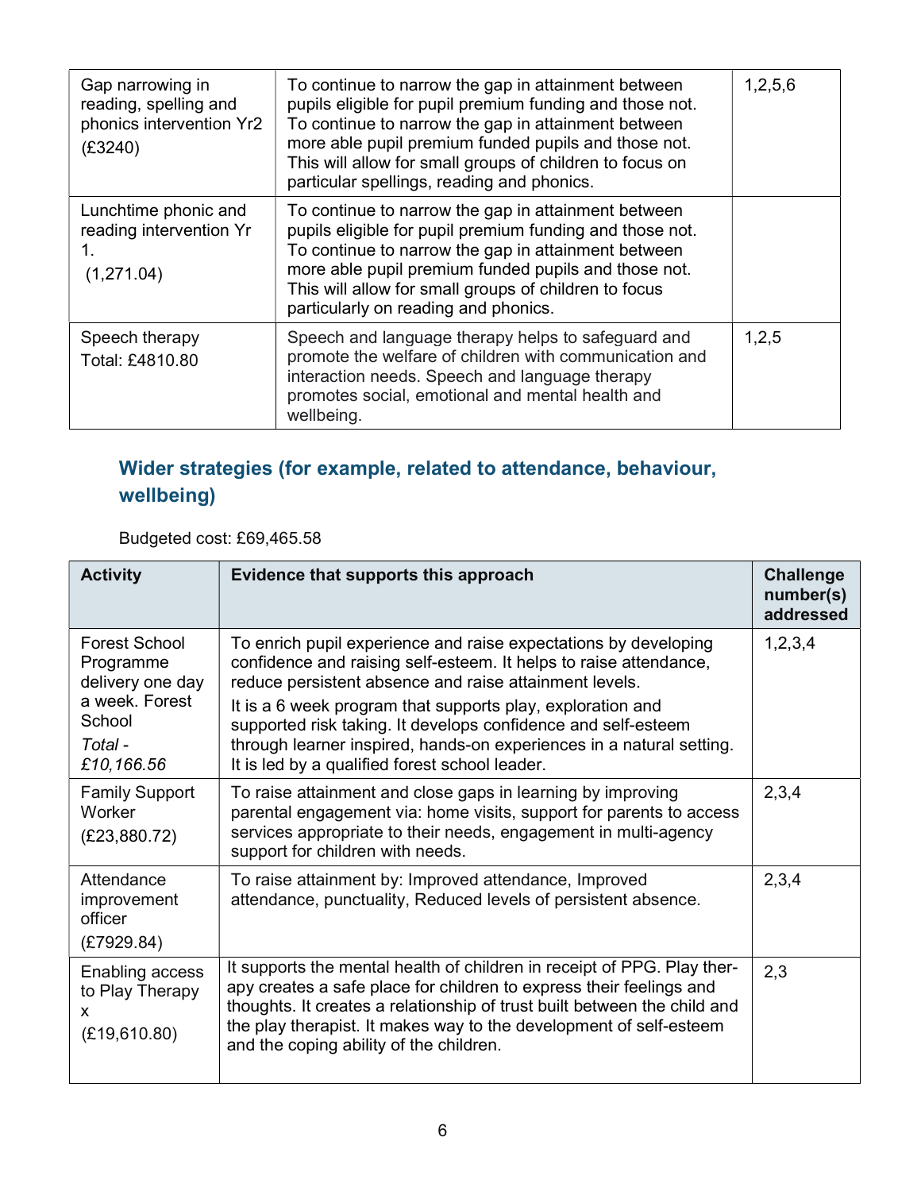| | | |
|---|---|---|
| Gap narrowing in reading, spelling and phonics intervention Yr2 (£3240) | To continue to narrow the gap in attainment between pupils eligible for pupil premium funding and those not. To continue to narrow the gap in attainment between more able pupil premium funded pupils and those not. This will allow for small groups of children to focus on particular spellings, reading and phonics. | 1,2,5,6 |
| Lunchtime phonic and reading intervention Yr 1. (1,271.04) | To continue to narrow the gap in attainment between pupils eligible for pupil premium funding and those not. To continue to narrow the gap in attainment between more able pupil premium funded pupils and those not. This will allow for small groups of children to focus particularly on reading and phonics. | |
| Speech therapy Total: £4810.80 | Speech and language therapy helps to safeguard and promote the welfare of children with communication and interaction needs. Speech and language therapy promotes social, emotional and mental health and wellbeing. | 1,2,5 |

## Wider strategies (for example, related to attendance, behaviour, wellbeing)

Budgeted cost: £69,465.58

| Activity | Evidence that supports this approach | Challenge number(s) addressed |
|---|---|---|
| Forest School Programme delivery one day a week. Forest School *Total - £10,166.56* | To enrich pupil experience and raise expectations by developing confidence and raising self-esteem. It helps to raise attendance, reduce persistent absence and raise attainment levels. It is a 6 week program that supports play, exploration and supported risk taking. It develops confidence and self-esteem through learner inspired, hands-on experiences in a natural setting. It is led by a qualified forest school leader. | 1,2,3,4 |
| Family Support Worker (£23,880.72) | To raise attainment and close gaps in learning by improving parental engagement via: home visits, support for parents to access services appropriate to their needs, engagement in multi-agency support for children with needs. | 2,3,4 |
| Attendance improvement officer (£7929.84) | To raise attainment by: Improved attendance, Improved attendance, punctuality, Reduced levels of persistent absence. | 2,3,4 |
| Enabling access to Play Therapy x (£19,610.80) | It supports the mental health of children in receipt of PPG. Play therapy creates a safe place for children to express their feelings and thoughts. It creates a relationship of trust built between the child and the play therapist. It makes way to the development of self-esteem and the coping ability of the children. | 2,3 |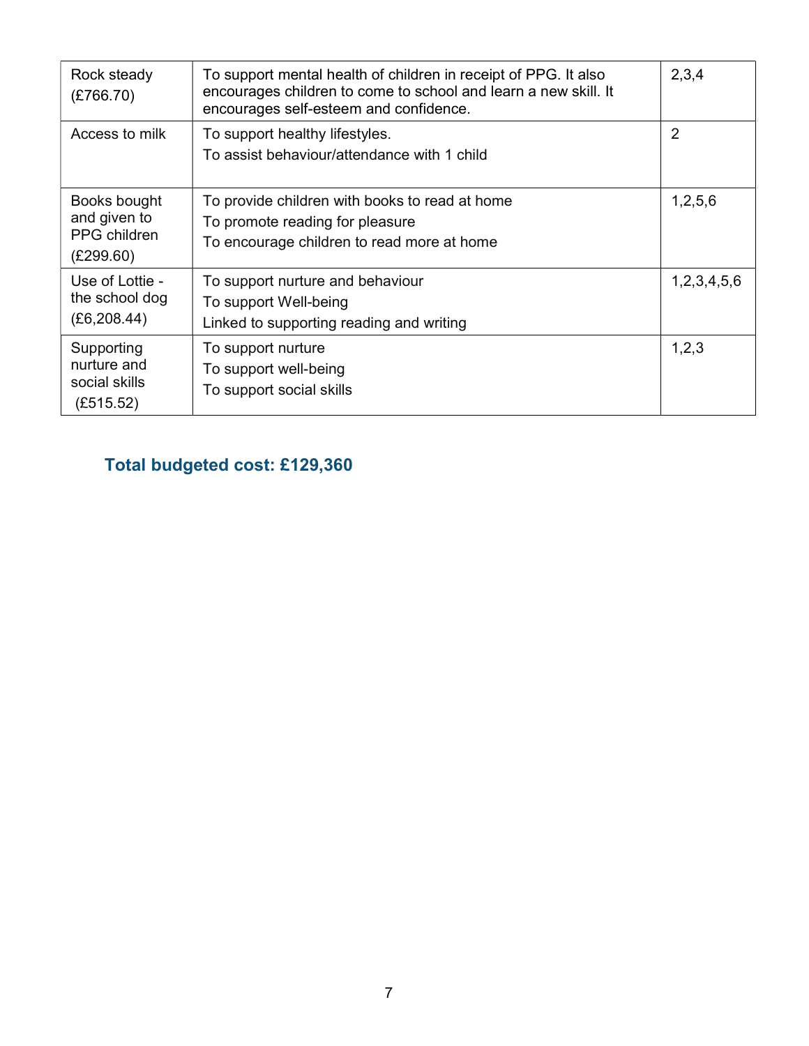| Rock steady (£766.70) | To support mental health of children in receipt of PPG. It also encourages children to come to school and learn a new skill. It encourages self-esteem and confidence. | 2,3,4 |
|---|---|---|
| Access to milk | To support healthy lifestyles.<br>To assist behaviour/attendance with 1 child | 2 |
| Books bought and given to PPG children (£299.60) | To provide children with books to read at home<br>To promote reading for pleasure<br>To encourage children to read more at home | 1,2,5,6 |
| Use of Lottie - the school dog (£6,208.44) | To support nurture and behaviour<br>To support Well-being<br>Linked to supporting reading and writing | 1,2,3,4,5,6 |
| Supporting nurture and social skills (£515.52) | To support nurture<br>To support well-being<br>To support social skills | 1,2,3 |

## Total budgeted cost: £129,360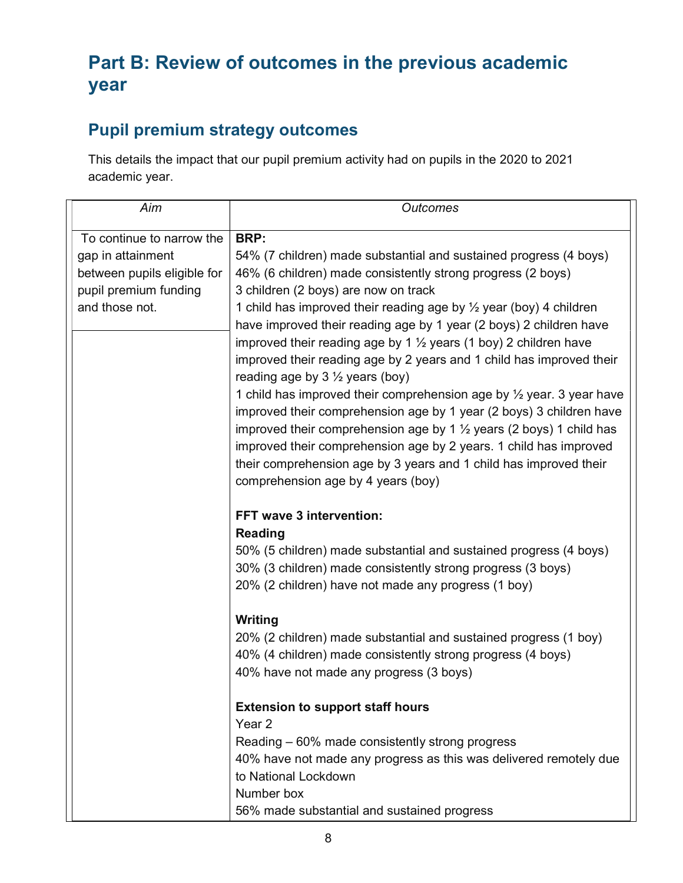# Part B: Review of outcomes in the previous academic year

## Pupil premium strategy outcomes

This details the impact that our pupil premium activity had on pupils in the 2020 to 2021 academic year.

| Aim | Outcomes |
|---|---|
| To continue to narrow the gap in attainment between pupils eligible for pupil premium funding and those not. | **BRP:**<br>54% (7 children) made substantial and sustained progress (4 boys)<br>46% (6 children) made consistently strong progress (2 boys)<br>3 children (2 boys) are now on track<br>1 child has improved their reading age by ½ year (boy) 4 children have improved their reading age by 1 year (2 boys) 2 children have improved their reading age by 1 ½ years (1 boy) 2 children have improved their reading age by 2 years and 1 child has improved their reading age by 3 ½ years (boy)<br>1 child has improved their comprehension age by ½ year. 3 year have improved their comprehension age by 1 year (2 boys) 3 children have improved their comprehension age by 1 ½ years (2 boys) 1 child has improved their comprehension age by 2 years. 1 child has improved their comprehension age by 3 years and 1 child has improved their comprehension age by 4 years (boy)<br><br>**FFT wave 3 intervention:**<br>**Reading**<br>50% (5 children) made substantial and sustained progress (4 boys)<br>30% (3 children) made consistently strong progress (3 boys)<br>20% (2 children) have not made any progress (1 boy)<br><br>**Writing**<br>20% (2 children) made substantial and sustained progress (1 boy)<br>40% (4 children) made consistently strong progress (4 boys)<br>40% have not made any progress (3 boys)<br><br>**Extension to support staff hours**<br>Year 2<br>Reading – 60% made consistently strong progress<br>40% have not made any progress as this was delivered remotely due to National Lockdown<br>Number box<br>56% made substantial and sustained progress |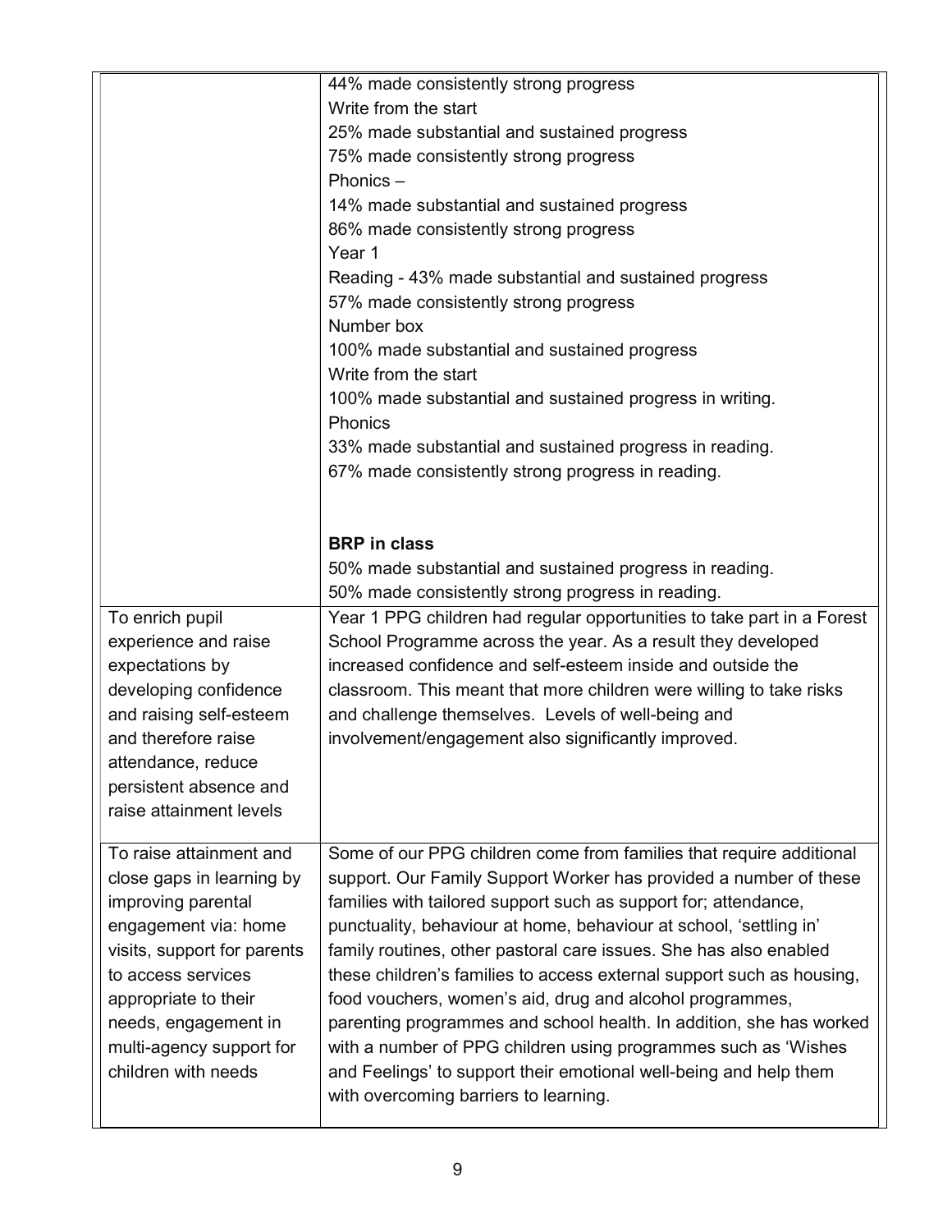| | |
|---|---|
| | 44% made consistently strong progress<br>Write from the start<br>25% made substantial and sustained progress<br>75% made consistently strong progress<br>Phonics –<br>14% made substantial and sustained progress<br>86% made consistently strong progress<br>Year 1<br>Reading - 43% made substantial and sustained progress<br>57% made consistently strong progress<br>Number box<br>100% made substantial and sustained progress<br>Write from the start<br>100% made substantial and sustained progress in writing.<br>Phonics<br>33% made substantial and sustained progress in reading.<br>67% made consistently strong progress in reading.<br><br>**BRP in class**<br>50% made substantial and sustained progress in reading.<br>50% made consistently strong progress in reading. |
| To enrich pupil experience and raise expectations by developing confidence and raising self-esteem and therefore raise attendance, reduce persistent absence and raise attainment levels | Year 1 PPG children had regular opportunities to take part in a Forest School Programme across the year. As a result they developed increased confidence and self-esteem inside and outside the classroom. This meant that more children were willing to take risks and challenge themselves. Levels of well-being and involvement/engagement also significantly improved. |
| To raise attainment and close gaps in learning by improving parental engagement via: home visits, support for parents to access services appropriate to their needs, engagement in multi-agency support for children with needs | Some of our PPG children come from families that require additional support. Our Family Support Worker has provided a number of these families with tailored support such as support for; attendance, punctuality, behaviour at home, behaviour at school, 'settling in' family routines, other pastoral care issues. She has also enabled these children's families to access external support such as housing, food vouchers, women's aid, drug and alcohol programmes, parenting programmes and school health. In addition, she has worked with a number of PPG children using programmes such as 'Wishes and Feelings' to support their emotional well-being and help them with overcoming barriers to learning. |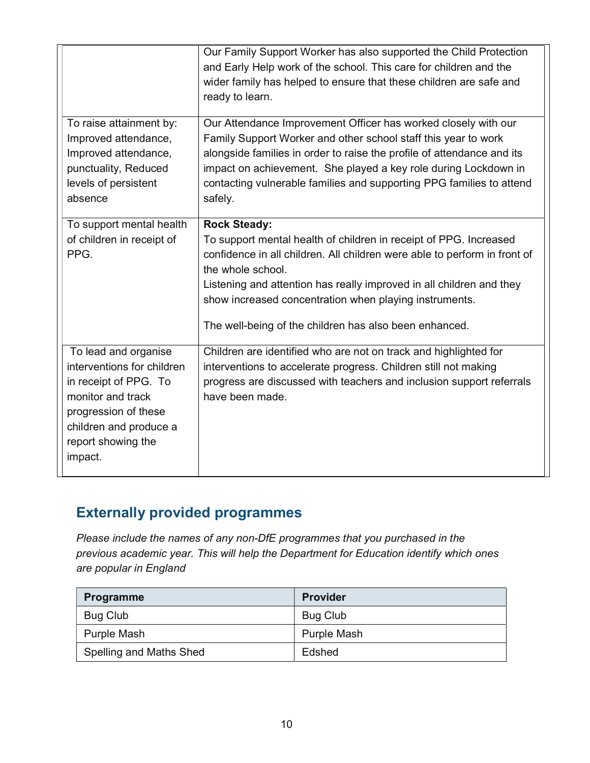| | |
|---|---|
| | Our Family Support Worker has also supported the Child Protection and Early Help work of the school. This care for children and the wider family has helped to ensure that these children are safe and ready to learn. |
| To raise attainment by: Improved attendance, Improved attendance, punctuality, Reduced levels of persistent absence | Our Attendance Improvement Officer has worked closely with our Family Support Worker and other school staff this year to work alongside families in order to raise the profile of attendance and its impact on achievement. She played a key role during Lockdown in contacting vulnerable families and supporting PPG families to attend safely. |
| To support mental health of children in receipt of PPG. | **Rock Steady:** To support mental health of children in receipt of PPG. Increased confidence in all children. All children were able to perform in front of the whole school. Listening and attention has really improved in all children and they show increased concentration when playing instruments. The well-being of the children has also been enhanced. |
| To lead and organise interventions for children in receipt of PPG. To monitor and track progression of these children and produce a report showing the impact. | Children are identified who are not on track and highlighted for interventions to accelerate progress. Children still not making progress are discussed with teachers and inclusion support referrals have been made. |

## Externally provided programmes

*Please include the names of any non-DfE programmes that you purchased in the previous academic year. This will help the Department for Education identify which ones are popular in England*

| Programme | Provider |
|---|---|
| Bug Club | Bug Club |
| Purple Mash | Purple Mash |
| Spelling and Maths Shed | Edshed |